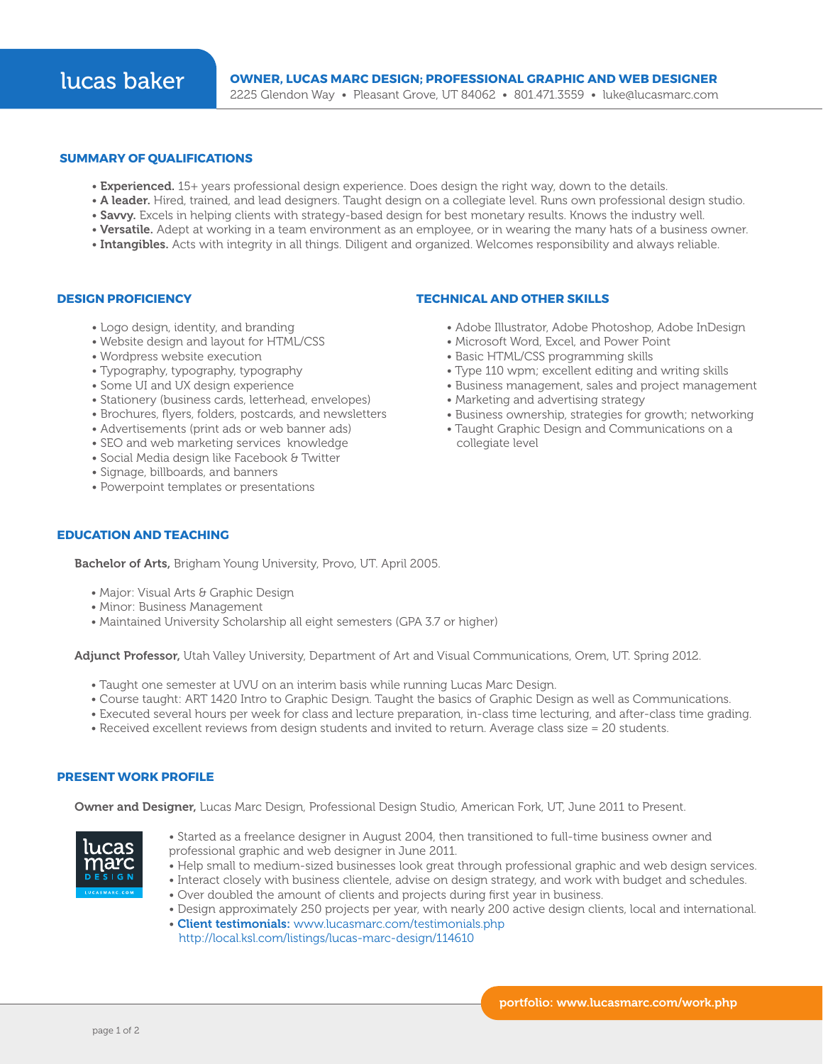# lucas baker

**OWNER, LUCAS MARC DESIGN; PROFESSIONAL GRAPHIC AND WEB DESIGNER**

2225 Glendon Way • Pleasant Grove, UT 84062 • 801.471.3559 • luke@lucasmarc.com

## SUMMARY OF QUALIFICATIONS

- **Experienced.** 15+ years professional design experience. Does design the right way, down to the details.
- **A leader.** Hired, trained, and lead designers. Taught design on a collegiate level. Runs own professional design studio.
- **Savvy.** Excels in helping clients with strategy-based design for best monetary results. Knows the industry well.
- **Versatile.** Adept at working in a team environment as an employee, or in wearing the many hats of a business owner.
- **Intangibles.** Acts with integrity in all things. Diligent and organized. Welcomes responsibility and always reliable.

## DESIGN PROFICIENCY

- Logo design, identity, and branding
- Website design and layout for HTML/CSS
- Wordpress website execution
- Typography, typography, typography
- Some UI and UX design experience
- Stationery (business cards, letterhead, envelopes)
- Brochures, flyers, folders, postcards, and newsletters
- Advertisements (print ads or web banner ads)
- SEO and web marketing services knowledge
- Social Media design like Facebook & Twitter
- Signage, billboards, and banners
- Powerpoint templates or presentations

## TECHNICAL AND OTHER SKILLS

- Adobe Illustrator, Adobe Photoshop, Adobe InDesign
- Microsoft Word, Excel, and Power Point
- Basic HTML/CSS programming skills
- Type 110 wpm; excellent editing and writing skills
- Business management, sales and project management
- Marketing and advertising strategy
- Business ownership, strategies for growth; networking
- Taught Graphic Design and Communications on a collegiate level

## EDUCATION AND TEACHING

**Bachelor of Arts,** Brigham Young University, Provo, UT. April 2005.

- Major: Visual Arts & Graphic Design
- Minor: Business Management
- Maintained University Scholarship all eight semesters (GPA 3.7 or higher)

**Adjunct Professor,** Utah Valley University, Department of Art and Visual Communications, Orem, UT. Spring 2012.

- Taught one semester at UVU on an interim basis while running Lucas Marc Design.
- Course taught: ART 1420 Intro to Graphic Design. Taught the basics of Graphic Design as well as Communications.
- Executed several hours per week for class and lecture preparation, in-class time lecturing, and after-class time grading.
- Received excellent reviews from design students and invited to return. Average class size = 20 students.

## PRESENT WORK PROFILE

**Owner and Designer,** Lucas Marc Design, Professional Design Studio, American Fork, UT, June 2011 to Present.

lucas marc DESIGN LUCASMARC.COM

- Started as a freelance designer in August 2004, then transitioned to full-time business owner and professional graphic and web designer in June 2011.
- Help small to medium-sized businesses look great through professional graphic and web design services.
- Interact closely with business clientele, advise on design strategy, and work with budget and schedules.
- Over doubled the amount of clients and projects during first year in business.
- Design approximately 250 projects per year, with nearly 200 active design clients, local and international.
- **Client testimonials:** www.lucasmarc.com/testimonials.php http://local.ksl.com/listings/lucas-marc-design/114610

**portfolio: www.lucasmarc.com/work.php**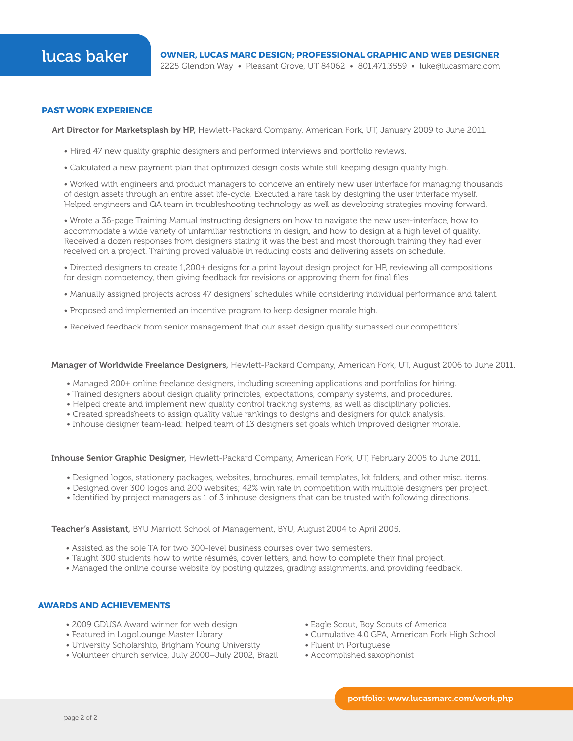# lucas baker

**OWNER, LUCAS MARC DESIGN; PROFESSIONAL GRAPHIC AND WEB DESIGNER**

2225 Glendon Way • Pleasant Grove, UT 84062 • 801.471.3559 • luke@lucasmarc.com

## PAST WORK EXPERIENCE

**Art Director for Marketsplash by HP,** Hewlett-Packard Company, American Fork, UT, January 2009 to June 2011.

- Hired 47 new quality graphic designers and performed interviews and portfolio reviews.
- Calculated a new payment plan that optimized design costs while still keeping design quality high.
- Worked with engineers and product managers to conceive an entirely new user interface for managing thousands of design assets through an entire asset life-cycle. Executed a rare task by designing the user interface myself. Helped engineers and QA team in troubleshooting technology as well as developing strategies moving forward.
- Wrote a 36-page Training Manual instructing designers on how to navigate the new user-interface, how to accommodate a wide variety of unfamiliar restrictions in design, and how to design at a high level of quality. Received a dozen responses from designers stating it was the best and most thorough training they had ever received on a project. Training proved valuable in reducing costs and delivering assets on schedule.
- Directed designers to create 1,200+ designs for a print layout design project for HP, reviewing all compositions for design competency, then giving feedback for revisions or approving them for final files.
- Manually assigned projects across 47 designers' schedules while considering individual performance and talent.
- Proposed and implemented an incentive program to keep designer morale high.
- Received feedback from senior management that our asset design quality surpassed our competitors'.

**Manager of Worldwide Freelance Designers,** Hewlett-Packard Company, American Fork, UT, August 2006 to June 2011.

- Managed 200+ online freelance designers, including screening applications and portfolios for hiring.
- Trained designers about design quality principles, expectations, company systems, and procedures.
- Helped create and implement new quality control tracking systems, as well as disciplinary policies.
- Created spreadsheets to assign quality value rankings to designs and designers for quick analysis.
- Inhouse designer team-lead: helped team of 13 designers set goals which improved designer morale.

**Inhouse Senior Graphic Designer,** Hewlett-Packard Company, American Fork, UT, February 2005 to June 2011.

- Designed logos, stationery packages, websites, brochures, email templates, kit folders, and other misc. items.
- Designed over 300 logos and 200 websites; 42% win rate in competition with multiple designers per project.
- Identified by project managers as 1 of 3 inhouse designers that can be trusted with following directions.

**Teacher's Assistant,** BYU Marriott School of Management, BYU, August 2004 to April 2005.

- Assisted as the sole TA for two 300-level business courses over two semesters.
- Taught 300 students how to write résumés, cover letters, and how to complete their final project.
- Managed the online course website by posting quizzes, grading assignments, and providing feedback.

## AWARDS AND ACHIEVEMENTS

- 2009 GDUSA Award winner for web design
- Featured in LogoLounge Master Library
- University Scholarship, Brigham Young University
- Volunteer church service, July 2000–July 2002, Brazil
- Eagle Scout, Boy Scouts of America
- Cumulative 4.0 GPA, American Fork High School
- Fluent in Portuguese
- Accomplished saxophonist

**portfolio: www.lucasmarc.com/work.php**